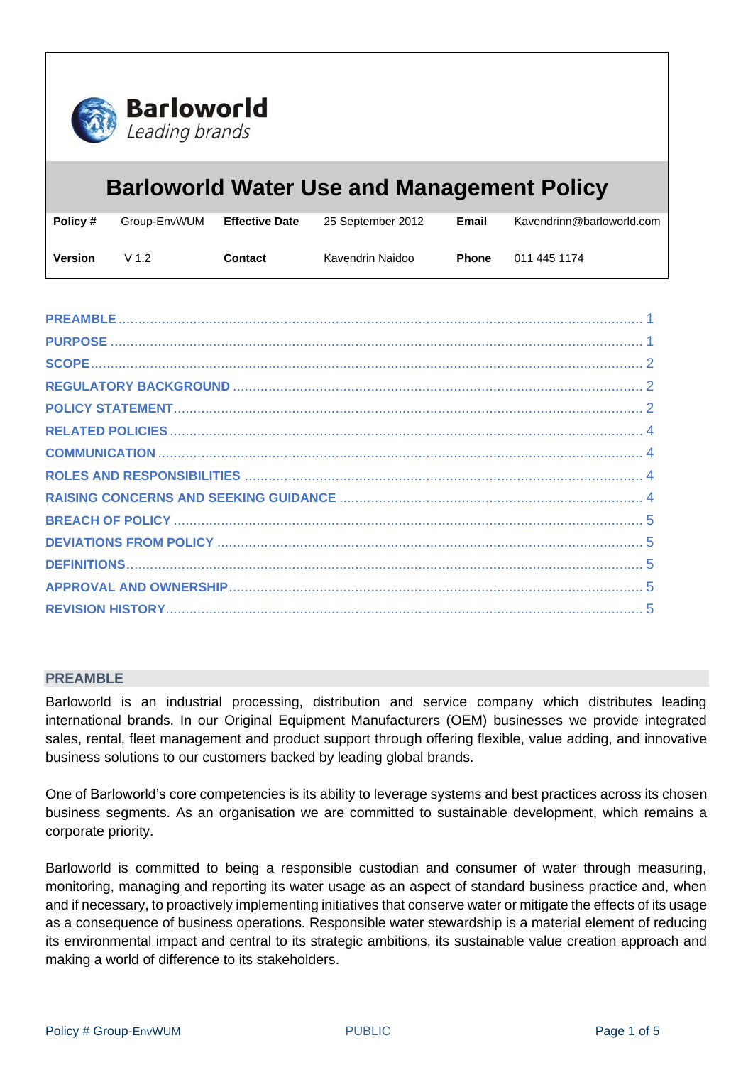Barloworld
*Leading brands*

# Barloworld Water Use and Management Policy

| **Policy #** | Group-EnvWUM | **Effective Date** | 25 September 2012 | **Email** | Kavendrinn@barloworld.com |
|---|---|---|---|---|---|
| **Version** | V 1.2 | **Contact** | Kavendrin Naidoo | **Phone** | 011 445 1174 |

- PREAMBLE ........ 1
- PURPOSE ........ 1
- SCOPE ........ 2
- REGULATORY BACKGROUND ........ 2
- POLICY STATEMENT ........ 2
- RELATED POLICIES ........ 4
- COMMUNICATION ........ 4
- ROLES AND RESPONSIBILITIES ........ 4
- RAISING CONCERNS AND SEEKING GUIDANCE ........ 4
- BREACH OF POLICY ........ 5
- DEVIATIONS FROM POLICY ........ 5
- DEFINITIONS ........ 5
- APPROVAL AND OWNERSHIP ........ 5
- REVISION HISTORY ........ 5

## PREAMBLE

Barloworld is an industrial processing, distribution and service company which distributes leading international brands. In our Original Equipment Manufacturers (OEM) businesses we provide integrated sales, rental, fleet management and product support through offering flexible, value adding, and innovative business solutions to our customers backed by leading global brands.

One of Barloworld's core competencies is its ability to leverage systems and best practices across its chosen business segments. As an organisation we are committed to sustainable development, which remains a corporate priority.

Barloworld is committed to being a responsible custodian and consumer of water through measuring, monitoring, managing and reporting its water usage as an aspect of standard business practice and, when and if necessary, to proactively implementing initiatives that conserve water or mitigate the effects of its usage as a consequence of business operations. Responsible water stewardship is a material element of reducing its environmental impact and central to its strategic ambitions, its sustainable value creation approach and making a world of difference to its stakeholders.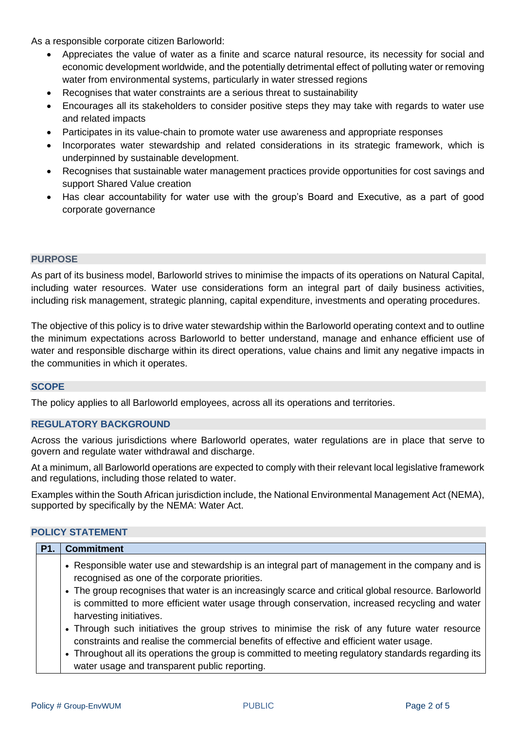As a responsible corporate citizen Barloworld:

- Appreciates the value of water as a finite and scarce natural resource, its necessity for social and economic development worldwide, and the potentially detrimental effect of polluting water or removing water from environmental systems, particularly in water stressed regions
- Recognises that water constraints are a serious threat to sustainability
- Encourages all its stakeholders to consider positive steps they may take with regards to water use and related impacts
- Participates in its value-chain to promote water use awareness and appropriate responses
- Incorporates water stewardship and related considerations in its strategic framework, which is underpinned by sustainable development.
- Recognises that sustainable water management practices provide opportunities for cost savings and support Shared Value creation
- Has clear accountability for water use with the group's Board and Executive, as a part of good corporate governance

## PURPOSE

As part of its business model, Barloworld strives to minimise the impacts of its operations on Natural Capital, including water resources. Water use considerations form an integral part of daily business activities, including risk management, strategic planning, capital expenditure, investments and operating procedures.

The objective of this policy is to drive water stewardship within the Barloworld operating context and to outline the minimum expectations across Barloworld to better understand, manage and enhance efficient use of water and responsible discharge within its direct operations, value chains and limit any negative impacts in the communities in which it operates.

## SCOPE

The policy applies to all Barloworld employees, across all its operations and territories.

## REGULATORY BACKGROUND

Across the various jurisdictions where Barloworld operates, water regulations are in place that serve to govern and regulate water withdrawal and discharge.

At a minimum, all Barloworld operations are expected to comply with their relevant local legislative framework and regulations, including those related to water.

Examples within the South African jurisdiction include, the National Environmental Management Act (NEMA), supported by specifically by the NEMA: Water Act.

## POLICY STATEMENT

| P1. | Commitment |
|---|---|
| | • Responsible water use and stewardship is an integral part of management in the company and is recognised as one of the corporate priorities.<br>• The group recognises that water is an increasingly scarce and critical global resource. Barloworld is committed to more efficient water usage through conservation, increased recycling and water harvesting initiatives.<br>• Through such initiatives the group strives to minimise the risk of any future water resource constraints and realise the commercial benefits of effective and efficient water usage.<br>• Throughout all its operations the group is committed to meeting regulatory standards regarding its water usage and transparent public reporting. |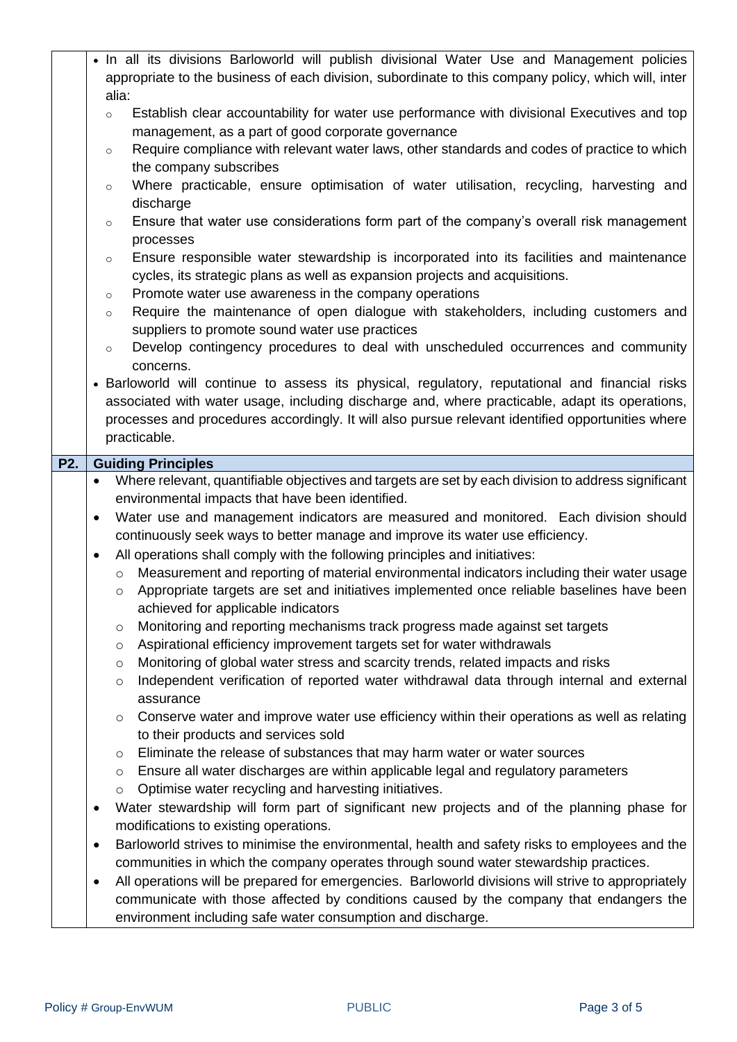- In all its divisions Barloworld will publish divisional Water Use and Management policies appropriate to the business of each division, subordinate to this company policy, which will, inter alia:
  - Establish clear accountability for water use performance with divisional Executives and top management, as a part of good corporate governance
  - Require compliance with relevant water laws, other standards and codes of practice to which the company subscribes
  - Where practicable, ensure optimisation of water utilisation, recycling, harvesting and discharge
  - Ensure that water use considerations form part of the company's overall risk management processes
  - Ensure responsible water stewardship is incorporated into its facilities and maintenance cycles, its strategic plans as well as expansion projects and acquisitions.
  - Promote water use awareness in the company operations
  - Require the maintenance of open dialogue with stakeholders, including customers and suppliers to promote sound water use practices
  - Develop contingency procedures to deal with unscheduled occurrences and community concerns.
- Barloworld will continue to assess its physical, regulatory, reputational and financial risks associated with water usage, including discharge and, where practicable, adapt its operations, processes and procedures accordingly. It will also pursue relevant identified opportunities where practicable.

## P2. Guiding Principles

- Where relevant, quantifiable objectives and targets are set by each division to address significant environmental impacts that have been identified.
- Water use and management indicators are measured and monitored. Each division should continuously seek ways to better manage and improve its water use efficiency.
- All operations shall comply with the following principles and initiatives:
  - Measurement and reporting of material environmental indicators including their water usage
  - Appropriate targets are set and initiatives implemented once reliable baselines have been achieved for applicable indicators
  - Monitoring and reporting mechanisms track progress made against set targets
  - Aspirational efficiency improvement targets set for water withdrawals
  - Monitoring of global water stress and scarcity trends, related impacts and risks
  - Independent verification of reported water withdrawal data through internal and external assurance
  - Conserve water and improve water use efficiency within their operations as well as relating to their products and services sold
  - Eliminate the release of substances that may harm water or water sources
  - Ensure all water discharges are within applicable legal and regulatory parameters
  - Optimise water recycling and harvesting initiatives.
- Water stewardship will form part of significant new projects and of the planning phase for modifications to existing operations.
- Barloworld strives to minimise the environmental, health and safety risks to employees and the communities in which the company operates through sound water stewardship practices.
- All operations will be prepared for emergencies. Barloworld divisions will strive to appropriately communicate with those affected by conditions caused by the company that endangers the environment including safe water consumption and discharge.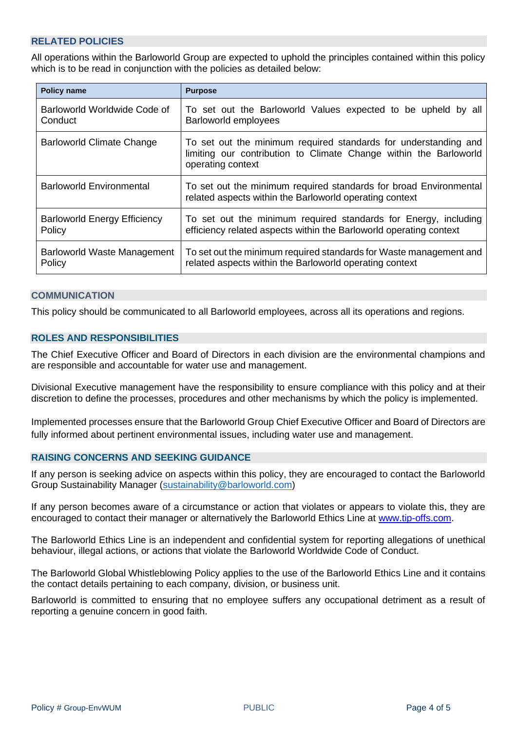## RELATED POLICIES

All operations within the Barloworld Group are expected to uphold the principles contained within this policy which is to be read in conjunction with the policies as detailed below:

| Policy name | Purpose |
|---|---|
| Barloworld Worldwide Code of Conduct | To set out the Barloworld Values expected to be upheld by all Barloworld employees |
| Barloworld Climate Change | To set out the minimum required standards for understanding and limiting our contribution to Climate Change within the Barloworld operating context |
| Barloworld Environmental | To set out the minimum required standards for broad Environmental related aspects within the Barloworld operating context |
| Barloworld Energy Efficiency Policy | To set out the minimum required standards for Energy, including efficiency related aspects within the Barloworld operating context |
| Barloworld Waste Management Policy | To set out the minimum required standards for Waste management and related aspects within the Barloworld operating context |

## COMMUNICATION

This policy should be communicated to all Barloworld employees, across all its operations and regions.

## ROLES AND RESPONSIBILITIES

The Chief Executive Officer and Board of Directors in each division are the environmental champions and are responsible and accountable for water use and management.

Divisional Executive management have the responsibility to ensure compliance with this policy and at their discretion to define the processes, procedures and other mechanisms by which the policy is implemented.

Implemented processes ensure that the Barloworld Group Chief Executive Officer and Board of Directors are fully informed about pertinent environmental issues, including water use and management.

## RAISING CONCERNS AND SEEKING GUIDANCE

If any person is seeking advice on aspects within this policy, they are encouraged to contact the Barloworld Group Sustainability Manager (sustainability@barloworld.com)

If any person becomes aware of a circumstance or action that violates or appears to violate this, they are encouraged to contact their manager or alternatively the Barloworld Ethics Line at www.tip-offs.com.

The Barloworld Ethics Line is an independent and confidential system for reporting allegations of unethical behaviour, illegal actions, or actions that violate the Barloworld Worldwide Code of Conduct.

The Barloworld Global Whistleblowing Policy applies to the use of the Barloworld Ethics Line and it contains the contact details pertaining to each company, division, or business unit.

Barloworld is committed to ensuring that no employee suffers any occupational detriment as a result of reporting a genuine concern in good faith.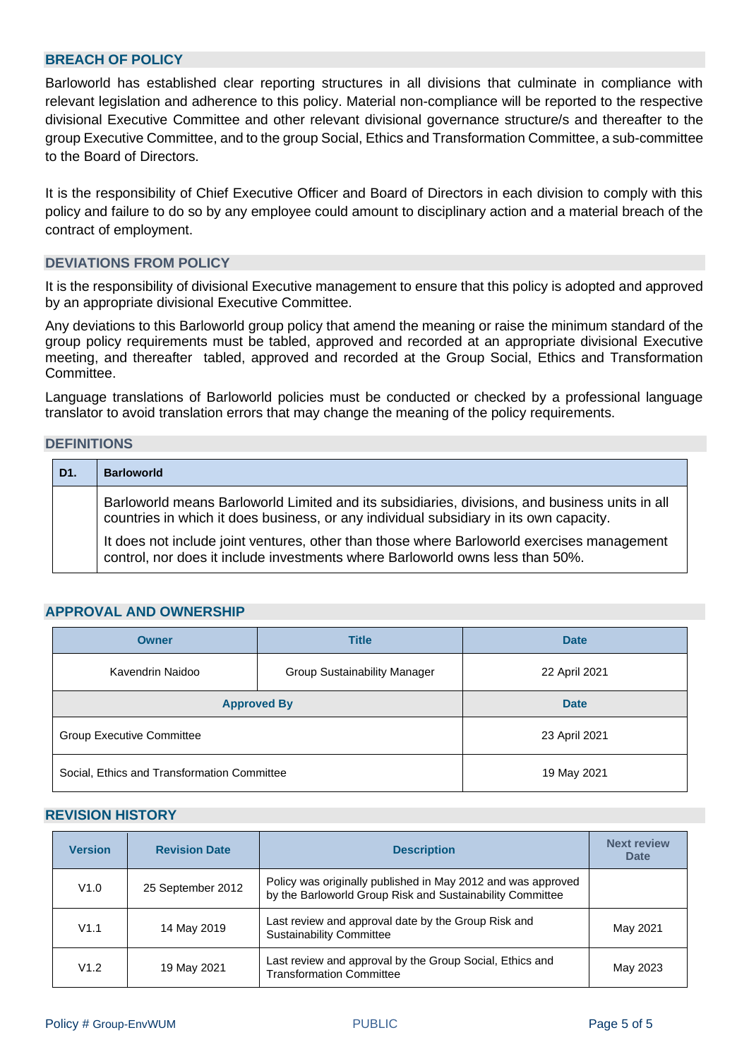## BREACH OF POLICY

Barloworld has established clear reporting structures in all divisions that culminate in compliance with relevant legislation and adherence to this policy. Material non-compliance will be reported to the respective divisional Executive Committee and other relevant divisional governance structure/s and thereafter to the group Executive Committee, and to the group Social, Ethics and Transformation Committee, a sub-committee to the Board of Directors.

It is the responsibility of Chief Executive Officer and Board of Directors in each division to comply with this policy and failure to do so by any employee could amount to disciplinary action and a material breach of the contract of employment.

## DEVIATIONS FROM POLICY

It is the responsibility of divisional Executive management to ensure that this policy is adopted and approved by an appropriate divisional Executive Committee.

Any deviations to this Barloworld group policy that amend the meaning or raise the minimum standard of the group policy requirements must be tabled, approved and recorded at an appropriate divisional Executive meeting, and thereafter tabled, approved and recorded at the Group Social, Ethics and Transformation Committee.

Language translations of Barloworld policies must be conducted or checked by a professional language translator to avoid translation errors that may change the meaning of the policy requirements.

## DEFINITIONS

| D1. | Barloworld |
|---|---|
| | Barloworld means Barloworld Limited and its subsidiaries, divisions, and business units in all countries in which it does business, or any individual subsidiary in its own capacity.<br><br>It does not include joint ventures, other than those where Barloworld exercises management control, nor does it include investments where Barloworld owns less than 50%. |

## APPROVAL AND OWNERSHIP

| Owner | Title | Date |
|---|---|---|
| Kavendrin Naidoo | Group Sustainability Manager | 22 April 2021 |
| **Approved By** | | **Date** |
| Group Executive Committee | | 23 April 2021 |
| Social, Ethics and Transformation Committee | | 19 May 2021 |

## REVISION HISTORY

| Version | Revision Date | Description | Next review Date |
|---|---|---|---|
| V1.0 | 25 September 2012 | Policy was originally published in May 2012 and was approved by the Barloworld Group Risk and Sustainability Committee | |
| V1.1 | 14 May 2019 | Last review and approval date by the Group Risk and Sustainability Committee | May 2021 |
| V1.2 | 19 May 2021 | Last review and approval by the Group Social, Ethics and Transformation Committee | May 2023 |